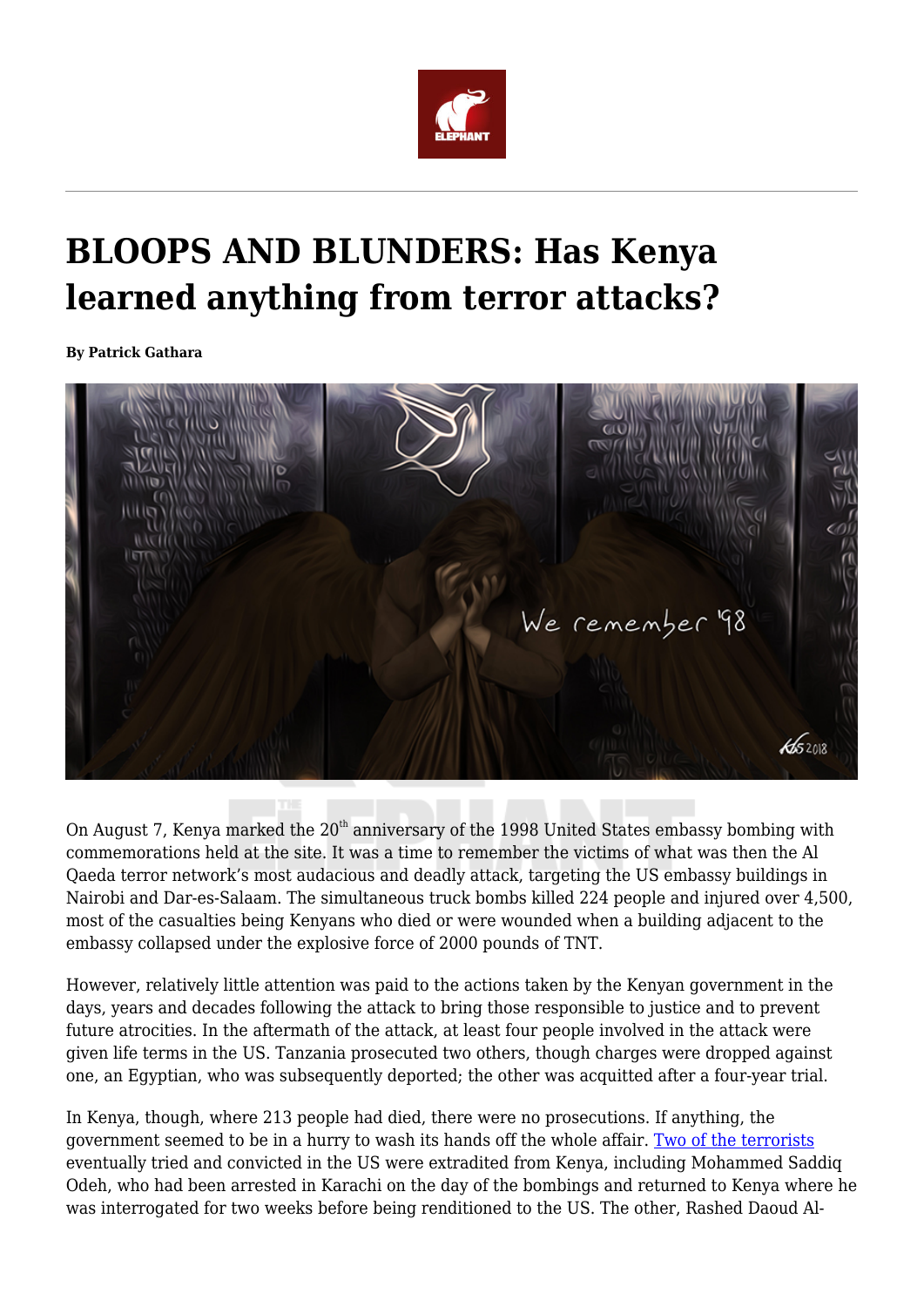# BLOOPS AND BLUNDERS: Has Kenya learned anything from terror attacks?

**By Patrick Gathara**

On August 7, Kenya marked the 20th anniversary of the 1998 United States embassy bombing with commemorations held at the site. It was a time to remember the victims of what was then the Al Qaeda terror network's most audacious and deadly attack, targeting the US embassy buildings in Nairobi and Dar-es-Salaam. The simultaneous truck bombs killed 224 people and injured over 4,500, most of the casualties being Kenyans who died or were wounded when a building adjacent to the embassy collapsed under the explosive force of 2000 pounds of TNT.

However, relatively little attention was paid to the actions taken by the Kenyan government in the days, years and decades following the attack to bring those responsible to justice and to prevent future atrocities. In the aftermath of the attack, at least four people involved in the attack were given life terms in the US. Tanzania prosecuted two others, though charges were dropped against one, an Egyptian, who was subsequently deported; the other was acquitted after a four-year trial.

In Kenya, though, where 213 people had died, there were no prosecutions. If anything, the government seemed to be in a hurry to wash its hands off the whole affair. Two of the terrorists eventually tried and convicted in the US were extradited from Kenya, including Mohammed Saddiq Odeh, who had been arrested in Karachi on the day of the bombings and returned to Kenya where he was interrogated for two weeks before being renditioned to the US. The other, Rashed Daoud Al-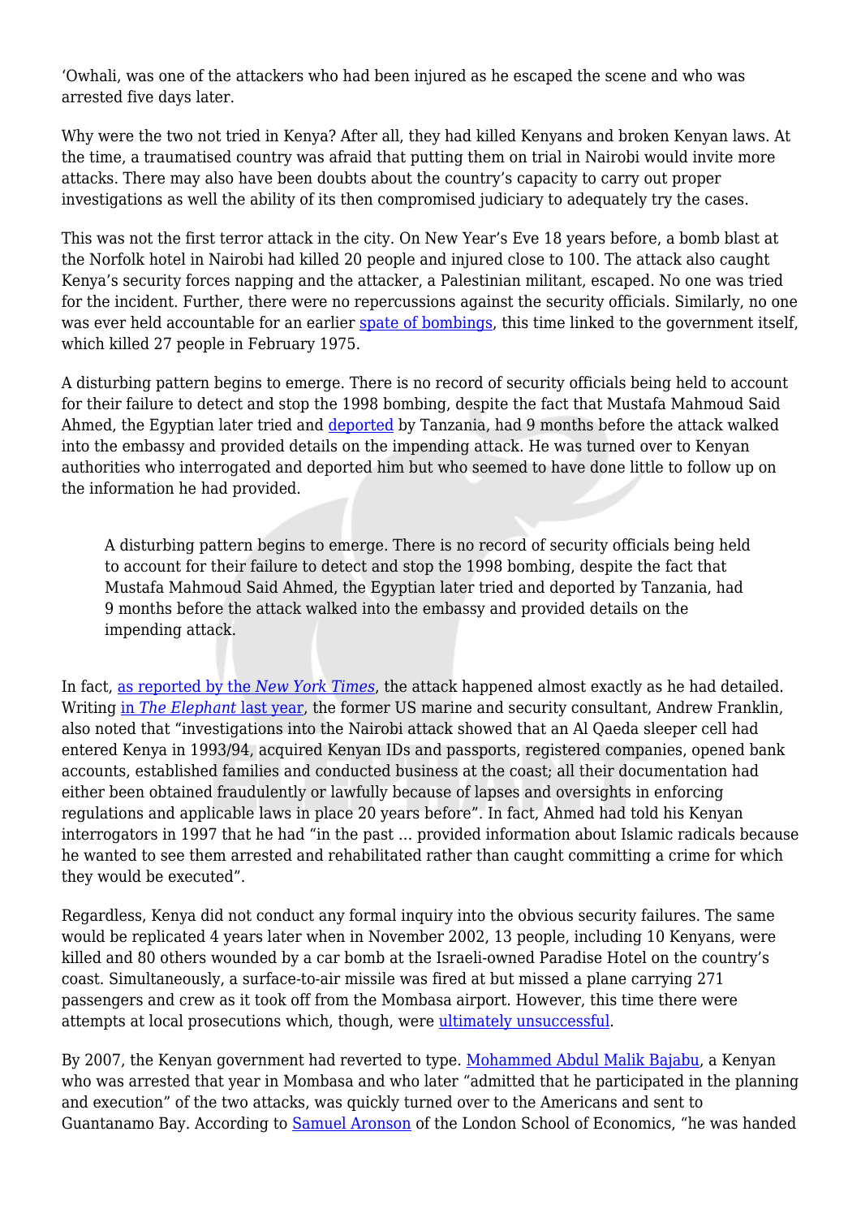'Owhali, was one of the attackers who had been injured as he escaped the scene and who was arrested five days later.

Why were the two not tried in Kenya? After all, they had killed Kenyans and broken Kenyan laws. At the time, a traumatised country was afraid that putting them on trial in Nairobi would invite more attacks. There may also have been doubts about the country's capacity to carry out proper investigations as well the ability of its then compromised judiciary to adequately try the cases.

This was not the first terror attack in the city. On New Year's Eve 18 years before, a bomb blast at the Norfolk hotel in Nairobi had killed 20 people and injured close to 100. The attack also caught Kenya's security forces napping and the attacker, a Palestinian militant, escaped. No one was tried for the incident. Further, there were no repercussions against the security officials. Similarly, no one was ever held accountable for an earlier spate of bombings, this time linked to the government itself, which killed 27 people in February 1975.

A disturbing pattern begins to emerge. There is no record of security officials being held to account for their failure to detect and stop the 1998 bombing, despite the fact that Mustafa Mahmoud Said Ahmed, the Egyptian later tried and deported by Tanzania, had 9 months before the attack walked into the embassy and provided details on the impending attack. He was turned over to Kenyan authorities who interrogated and deported him but who seemed to have done little to follow up on the information he had provided.

> A disturbing pattern begins to emerge. There is no record of security officials being held to account for their failure to detect and stop the 1998 bombing, despite the fact that Mustafa Mahmoud Said Ahmed, the Egyptian later tried and deported by Tanzania, had 9 months before the attack walked into the embassy and provided details on the impending attack.

In fact, as reported by the *New York Times*, the attack happened almost exactly as he had detailed. Writing in *The Elephant* last year, the former US marine and security consultant, Andrew Franklin, also noted that "investigations into the Nairobi attack showed that an Al Qaeda sleeper cell had entered Kenya in 1993/94, acquired Kenyan IDs and passports, registered companies, opened bank accounts, established families and conducted business at the coast; all their documentation had either been obtained fraudulently or lawfully because of lapses and oversights in enforcing regulations and applicable laws in place 20 years before". In fact, Ahmed had told his Kenyan interrogators in 1997 that he had "in the past … provided information about Islamic radicals because he wanted to see them arrested and rehabilitated rather than caught committing a crime for which they would be executed".

Regardless, Kenya did not conduct any formal inquiry into the obvious security failures. The same would be replicated 4 years later when in November 2002, 13 people, including 10 Kenyans, were killed and 80 others wounded by a car bomb at the Israeli-owned Paradise Hotel on the country's coast. Simultaneously, a surface-to-air missile was fired at but missed a plane carrying 271 passengers and crew as it took off from the Mombasa airport. However, this time there were attempts at local prosecutions which, though, were ultimately unsuccessful.

By 2007, the Kenyan government had reverted to type. Mohammed Abdul Malik Bajabu, a Kenyan who was arrested that year in Mombasa and who later "admitted that he participated in the planning and execution" of the two attacks, was quickly turned over to the Americans and sent to Guantanamo Bay. According to Samuel Aronson of the London School of Economics, "he was handed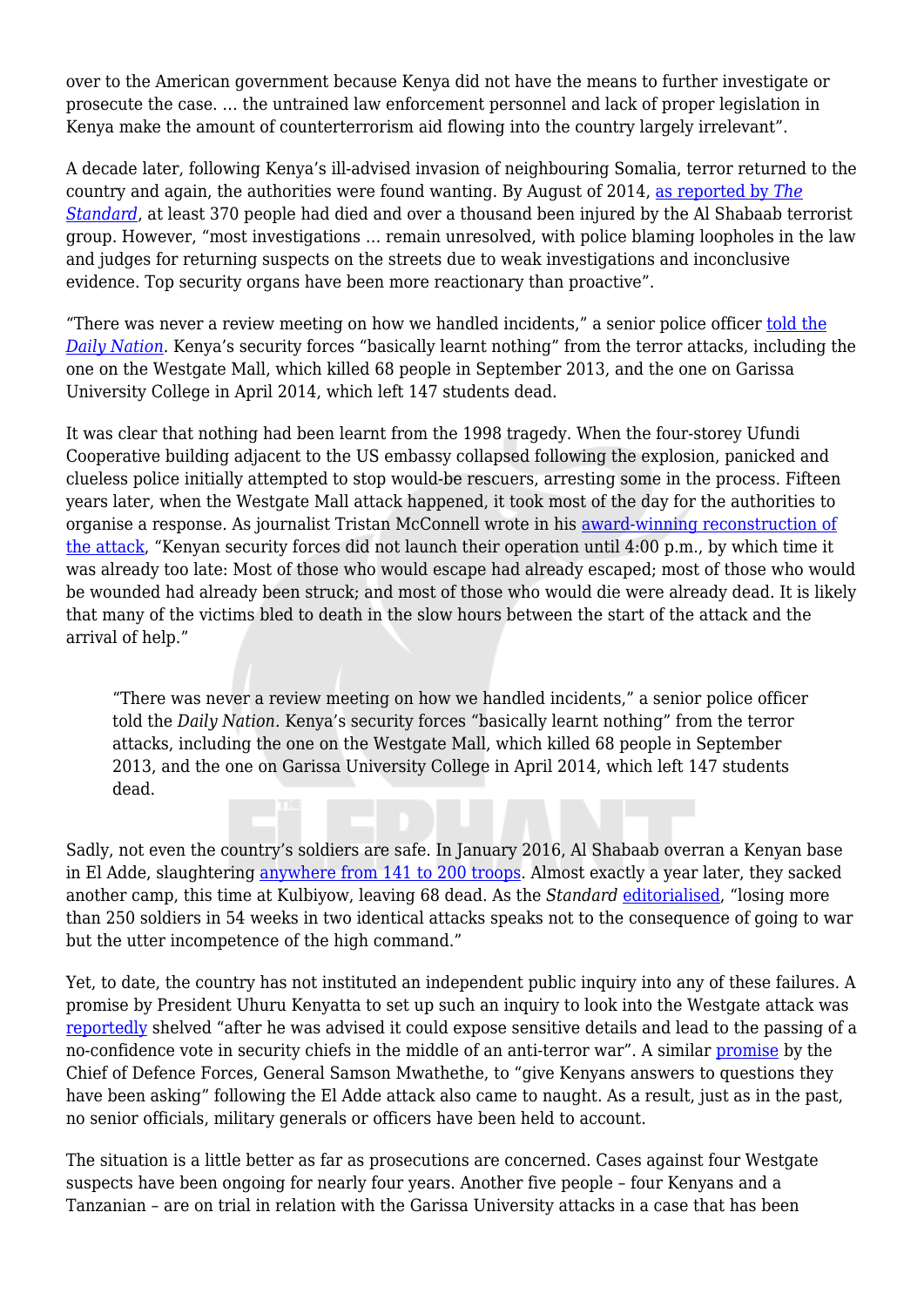over to the American government because Kenya did not have the means to further investigate or prosecute the case. … the untrained law enforcement personnel and lack of proper legislation in Kenya make the amount of counterterrorism aid flowing into the country largely irrelevant".

A decade later, following Kenya's ill-advised invasion of neighbouring Somalia, terror returned to the country and again, the authorities were found wanting. By August of 2014, as reported by *The Standard*, at least 370 people had died and over a thousand been injured by the Al Shabaab terrorist group. However, "most investigations … remain unresolved, with police blaming loopholes in the law and judges for returning suspects on the streets due to weak investigations and inconclusive evidence. Top security organs have been more reactionary than proactive".

"There was never a review meeting on how we handled incidents," a senior police officer told the *Daily Nation*. Kenya's security forces "basically learnt nothing" from the terror attacks, including the one on the Westgate Mall, which killed 68 people in September 2013, and the one on Garissa University College in April 2014, which left 147 students dead.

It was clear that nothing had been learnt from the 1998 tragedy. When the four-storey Ufundi Cooperative building adjacent to the US embassy collapsed following the explosion, panicked and clueless police initially attempted to stop would-be rescuers, arresting some in the process. Fifteen years later, when the Westgate Mall attack happened, it took most of the day for the authorities to organise a response. As journalist Tristan McConnell wrote in his award-winning reconstruction of the attack, "Kenyan security forces did not launch their operation until 4:00 p.m., by which time it was already too late: Most of those who would escape had already escaped; most of those who would be wounded had already been struck; and most of those who would die were already dead. It is likely that many of the victims bled to death in the slow hours between the start of the attack and the arrival of help."

> "There was never a review meeting on how we handled incidents," a senior police officer told the *Daily Nation*. Kenya's security forces "basically learnt nothing" from the terror attacks, including the one on the Westgate Mall, which killed 68 people in September 2013, and the one on Garissa University College in April 2014, which left 147 students dead.

Sadly, not even the country's soldiers are safe. In January 2016, Al Shabaab overran a Kenyan base in El Adde, slaughtering anywhere from 141 to 200 troops. Almost exactly a year later, they sacked another camp, this time at Kulbiyow, leaving 68 dead. As the *Standard* editorialised, "losing more than 250 soldiers in 54 weeks in two identical attacks speaks not to the consequence of going to war but the utter incompetence of the high command."

Yet, to date, the country has not instituted an independent public inquiry into any of these failures. A promise by President Uhuru Kenyatta to set up such an inquiry to look into the Westgate attack was reportedly shelved "after he was advised it could expose sensitive details and lead to the passing of a no-confidence vote in security chiefs in the middle of an anti-terror war". A similar promise by the Chief of Defence Forces, General Samson Mwathethe, to "give Kenyans answers to questions they have been asking" following the El Adde attack also came to naught. As a result, just as in the past, no senior officials, military generals or officers have been held to account.

The situation is a little better as far as prosecutions are concerned. Cases against four Westgate suspects have been ongoing for nearly four years. Another five people – four Kenyans and a Tanzanian – are on trial in relation with the Garissa University attacks in a case that has been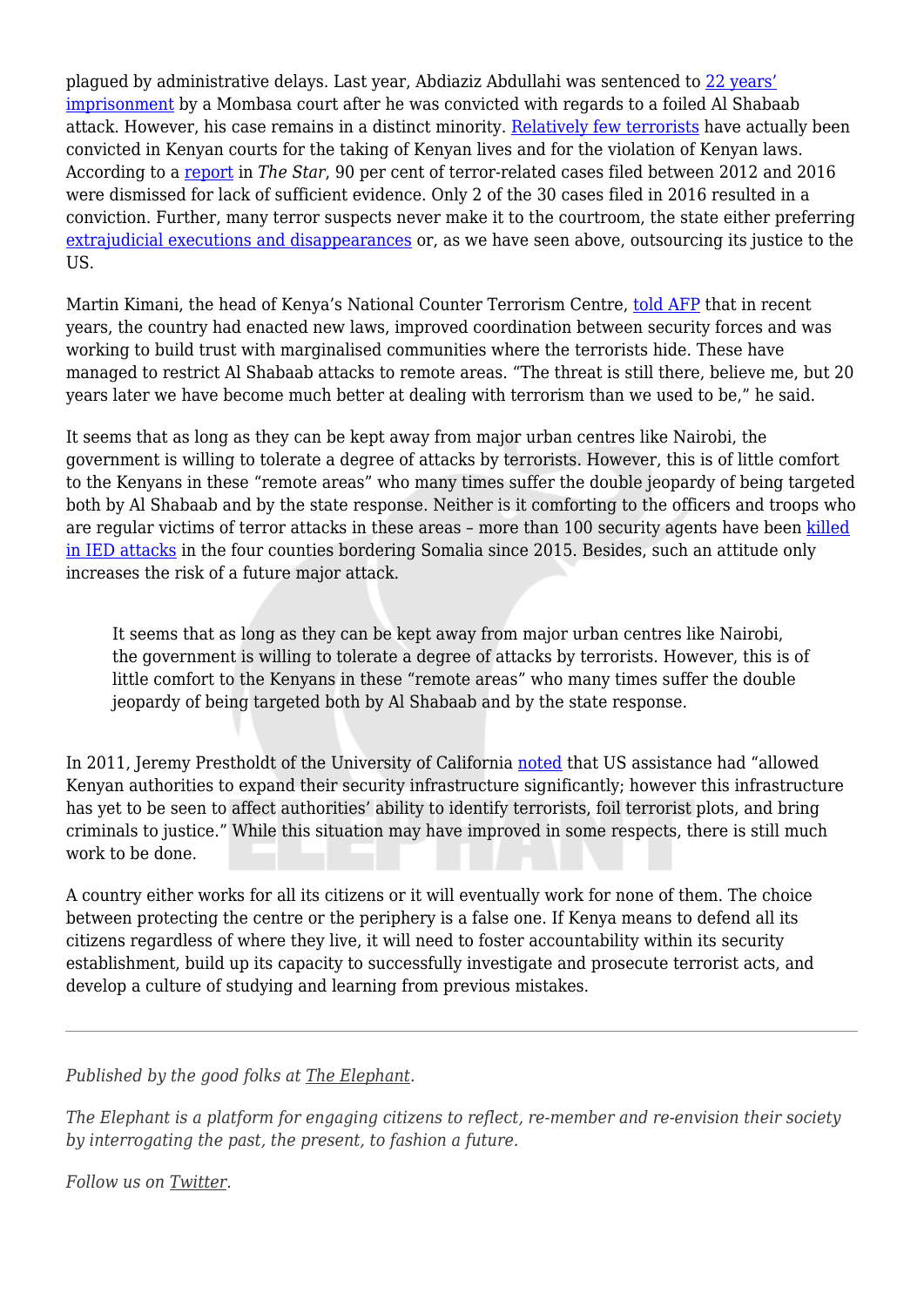plagued by administrative delays. Last year, Abdiaziz Abdullahi was sentenced to 22 years' imprisonment by a Mombasa court after he was convicted with regards to a foiled Al Shabaab attack. However, his case remains in a distinct minority. Relatively few terrorists have actually been convicted in Kenyan courts for the taking of Kenyan lives and for the violation of Kenyan laws. According to a report in *The Star*, 90 per cent of terror-related cases filed between 2012 and 2016 were dismissed for lack of sufficient evidence. Only 2 of the 30 cases filed in 2016 resulted in a conviction. Further, many terror suspects never make it to the courtroom, the state either preferring extrajudicial executions and disappearances or, as we have seen above, outsourcing its justice to the US.

Martin Kimani, the head of Kenya's National Counter Terrorism Centre, told AFP that in recent years, the country had enacted new laws, improved coordination between security forces and was working to build trust with marginalised communities where the terrorists hide. These have managed to restrict Al Shabaab attacks to remote areas. "The threat is still there, believe me, but 20 years later we have become much better at dealing with terrorism than we used to be," he said.

It seems that as long as they can be kept away from major urban centres like Nairobi, the government is willing to tolerate a degree of attacks by terrorists. However, this is of little comfort to the Kenyans in these "remote areas" who many times suffer the double jeopardy of being targeted both by Al Shabaab and by the state response. Neither is it comforting to the officers and troops who are regular victims of terror attacks in these areas – more than 100 security agents have been killed in IED attacks in the four counties bordering Somalia since 2015. Besides, such an attitude only increases the risk of a future major attack.

> It seems that as long as they can be kept away from major urban centres like Nairobi, the government is willing to tolerate a degree of attacks by terrorists. However, this is of little comfort to the Kenyans in these "remote areas" who many times suffer the double jeopardy of being targeted both by Al Shabaab and by the state response.

In 2011, Jeremy Prestholdt of the University of California noted that US assistance had "allowed Kenyan authorities to expand their security infrastructure significantly; however this infrastructure has yet to be seen to affect authorities' ability to identify terrorists, foil terrorist plots, and bring criminals to justice." While this situation may have improved in some respects, there is still much work to be done.

A country either works for all its citizens or it will eventually work for none of them. The choice between protecting the centre or the periphery is a false one. If Kenya means to defend all its citizens regardless of where they live, it will need to foster accountability within its security establishment, build up its capacity to successfully investigate and prosecute terrorist acts, and develop a culture of studying and learning from previous mistakes.

---

*Published by the good folks at The Elephant.*

*The Elephant is a platform for engaging citizens to reflect, re-member and re-envision their society by interrogating the past, the present, to fashion a future.*

*Follow us on Twitter.*